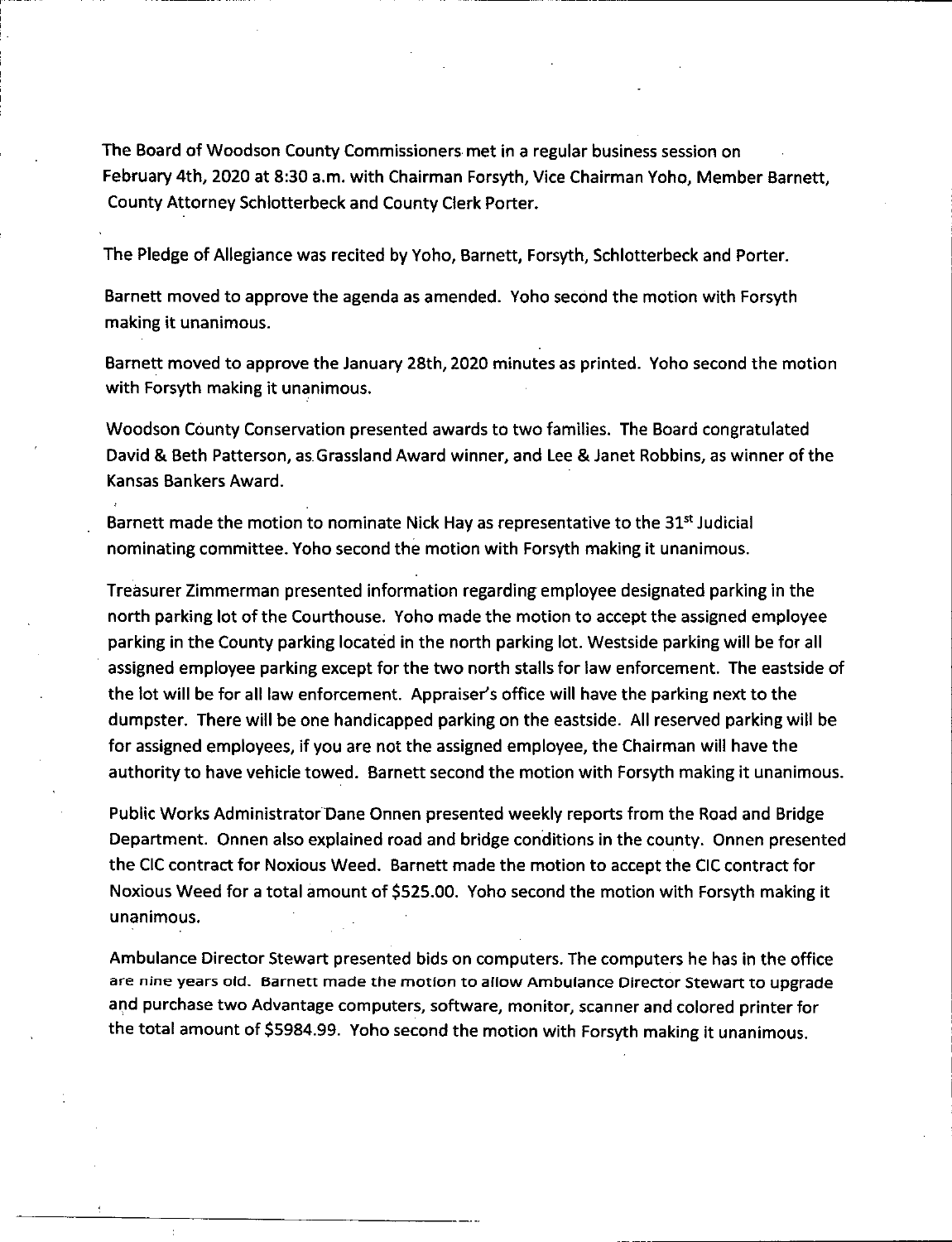The Board of Woodson County Commissioners met in a regular business session on February 4th, 2020 at 8:30 a.m. with Chairman Forsyth, Vice Chairman Yoho, Member Barnett, County Attorney Schlotterbeck and County Clerk Porter.

The Pledge of Allegiance was recited by Yoho, Barnett, Forsyth, Schlotterbeck and Porter.

Barnett moved to approve the agenda as amended. Yoho second the motion with Forsyth making it unanimous.

Barnett moved to approve the January 28th, 2020 minutes as printed. Yoho second the motion with Forsyth making it unanimous.

Woodson County Conservation presented awards to two families. The Board congratulated David & Beth Patterson, as Grassland Award winner, and Lee & Janet Robbins, as winner of the Kansas Bankers Award.

Barnett made the motion to nominate Nick Hay as representative to the 31st Judicial nominating committee. Yoho second the motion with Forsyth making it unanimous.

Treasurer Zimmerman presented information regarding employee designated parking in the north parking lot of the Courthouse. Yoho made the motion to accept the assigned employee parking in the County parking located in the north parking lot. Westside parking will be for all assigned employee parking except for the two north stalls for law enforcement. The eastside of the lot will be for all law enforcement. Appraiser's office will have the parking next to the dumpster. There will be one handicapped parking on the eastside. All reserved parking will be for assigned employees, if you are not the assigned employee, the Chairman will have the authority to have vehicle towed. Barnett second the motion with Forsyth making it unanimous.

Public Works Administrator Dane Onnen presented weekly reports from the Road and Bridge Department. Onnen also explained road and bridge conditions in the county. Onnen presented the CIC contract for Noxious Weed. Barnett made the motion to accept the CIC contract for Noxious Weed for a total amount of $525.00. Yoho second the motion with Forsyth making it unanimous.

Ambulance Director Stewart presented bids on computers. The computers he has in the office are nine years old. Barnett made the motion to allow Ambulance Director Stewart to upgrade and purchase two Advantage computers, software, monitor, scanner and colored printer for the total amount of $5984.99. Yoho second the motion with Forsyth making it unanimous.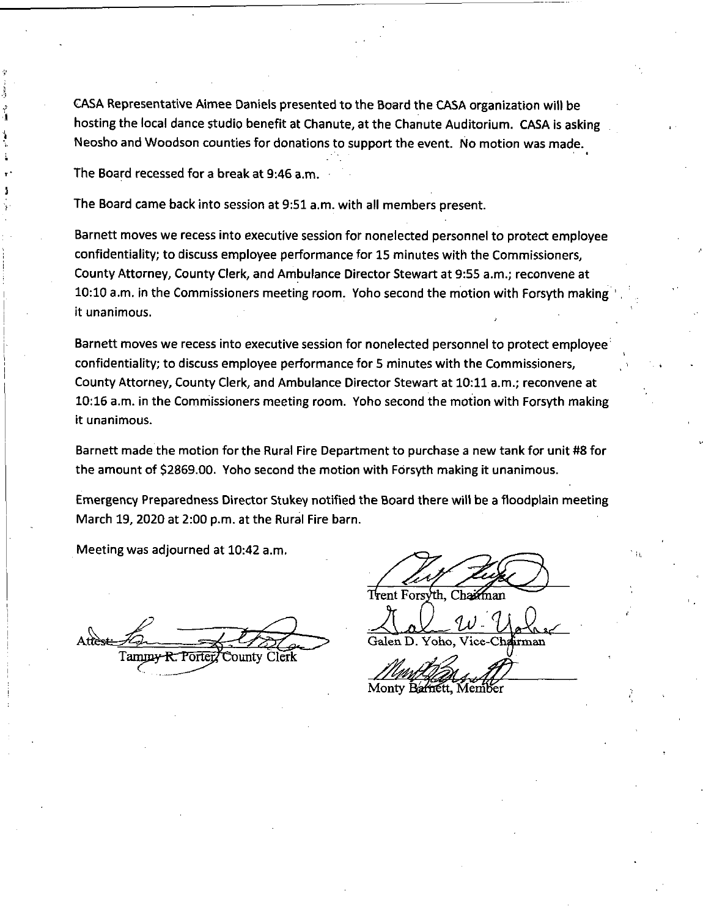CASA Representative Aimee Daniels presented to the Board the CASA organization will be hosting the local dance studio benefit at Chanute, at the Chanute Auditorium. CASA is asking Neosho and Woodson counties for donations to support the event. No motion was made.

The Board recessed for a break at 9:46 a.m.

The Board came back into session at 9:51 a.m. with all members present.

Barnett moves we recess into executive session for nonelected personnel to protect employee confidentiality; to discuss employee performance for 15 minutes with the Commissioners, County Attorney, County Clerk, and Ambulance Director Stewart at 9:55 a.m.; reconvene at 10:10 a.m. in the Commissioners meeting room. Yoho second the motion with Forsyth making it unanimous.

Barnett moves we recess into executive session for nonelected personnel to protect employee confidentiality; to discuss employee performance for 5 minutes with the Commissioners, County Attorney, County Clerk, and Ambulance Director Stewart at 10:11 a.m.; reconvene at 10:16 a.m. in the Commissioners meeting room. Yoho second the motion with Forsyth making it unanimous.

Barnett made the motion for the Rural Fire Department to purchase a new tank for unit #8 for the amount of $2869.00. Yoho second the motion with Forsyth making it unanimous.

Emergency Preparedness Director Stukey notified the Board there will be a floodplain meeting March 19, 2020 at 2:00 p.m. at the Rural Fire barn.

Meeting was adjourned at 10:42 a.m.

Trent Forsyth, Chairman

Galen D. Yoho, Vice-Chairman

Monty Barnett, Member

Attest: Tammy R. Porter, County Clerk